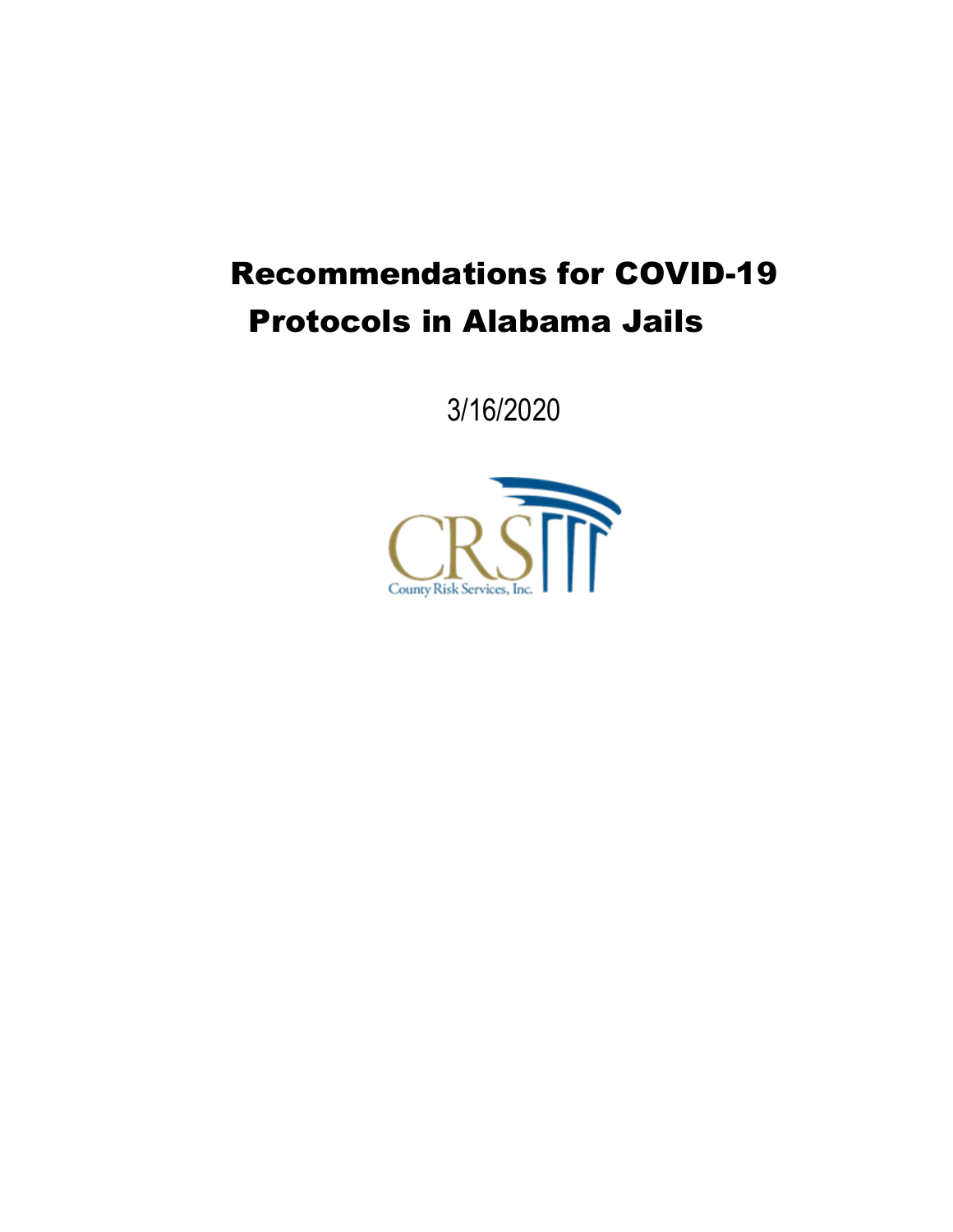# Recommendations for COVID-19 Protocols in Alabama Jails

3/16/2020

CRS

County Risk Services, Inc.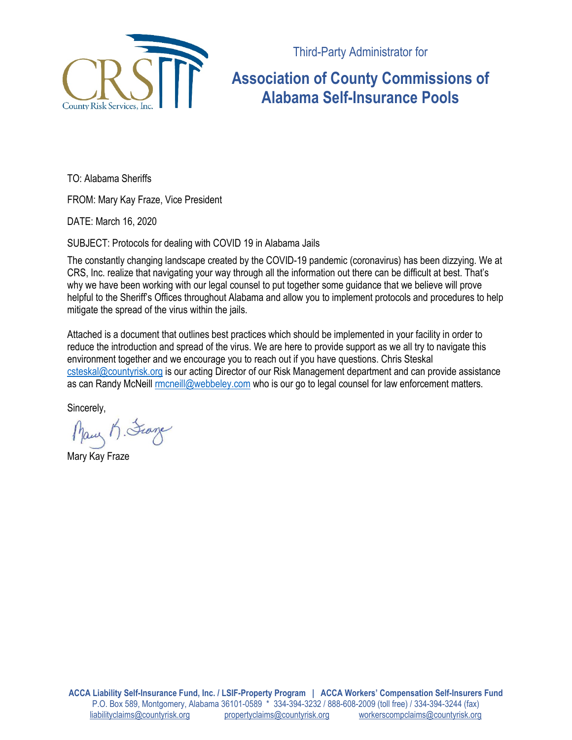Third-Party Administrator for

# Association of County Commissions of Alabama Self-Insurance Pools

TO: Alabama Sheriffs

FROM: Mary Kay Fraze, Vice President

DATE: March 16, 2020

SUBJECT: Protocols for dealing with COVID 19 in Alabama Jails

The constantly changing landscape created by the COVID-19 pandemic (coronavirus) has been dizzying. We at CRS, Inc. realize that navigating your way through all the information out there can be difficult at best. That's why we have been working with our legal counsel to put together some guidance that we believe will prove helpful to the Sheriff's Offices throughout Alabama and allow you to implement protocols and procedures to help mitigate the spread of the virus within the jails.

Attached is a document that outlines best practices which should be implemented in your facility in order to reduce the introduction and spread of the virus. We are here to provide support as we all try to navigate this environment together and we encourage you to reach out if you have questions. Chris Steskal csteskal@countyrisk.org is our acting Director of our Risk Management department and can provide assistance as can Randy McNeill rmcneill@webbeley.com who is our go to legal counsel for law enforcement matters.

Sincerely,

Mary Kay Fraze

**ACCA Liability Self-Insurance Fund, Inc. / LSIF-Property Program | ACCA Workers' Compensation Self-Insurers Fund**
P.O. Box 589, Montgomery, Alabama 36101-0589 * 334-394-3232 / 888-608-2009 (toll free) / 334-394-3244 (fax)
liabilityclaims@countyrisk.org propertyclaims@countyrisk.org workerscompclaims@countyrisk.org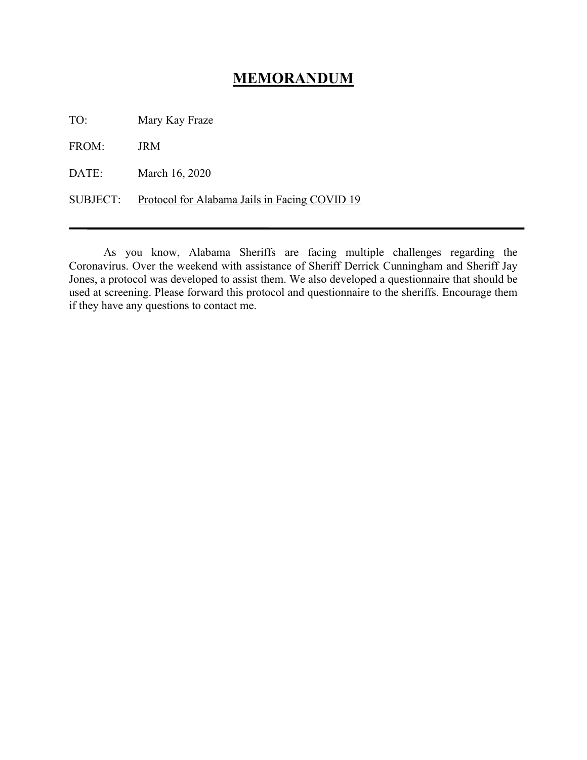# MEMORANDUM

TO: Mary Kay Fraze

FROM: JRM

DATE: March 16, 2020

SUBJECT: Protocol for Alabama Jails in Facing COVID 19

---

As you know, Alabama Sheriffs are facing multiple challenges regarding the Coronavirus. Over the weekend with assistance of Sheriff Derrick Cunningham and Sheriff Jay Jones, a protocol was developed to assist them. We also developed a questionnaire that should be used at screening. Please forward this protocol and questionnaire to the sheriffs. Encourage them if they have any questions to contact me.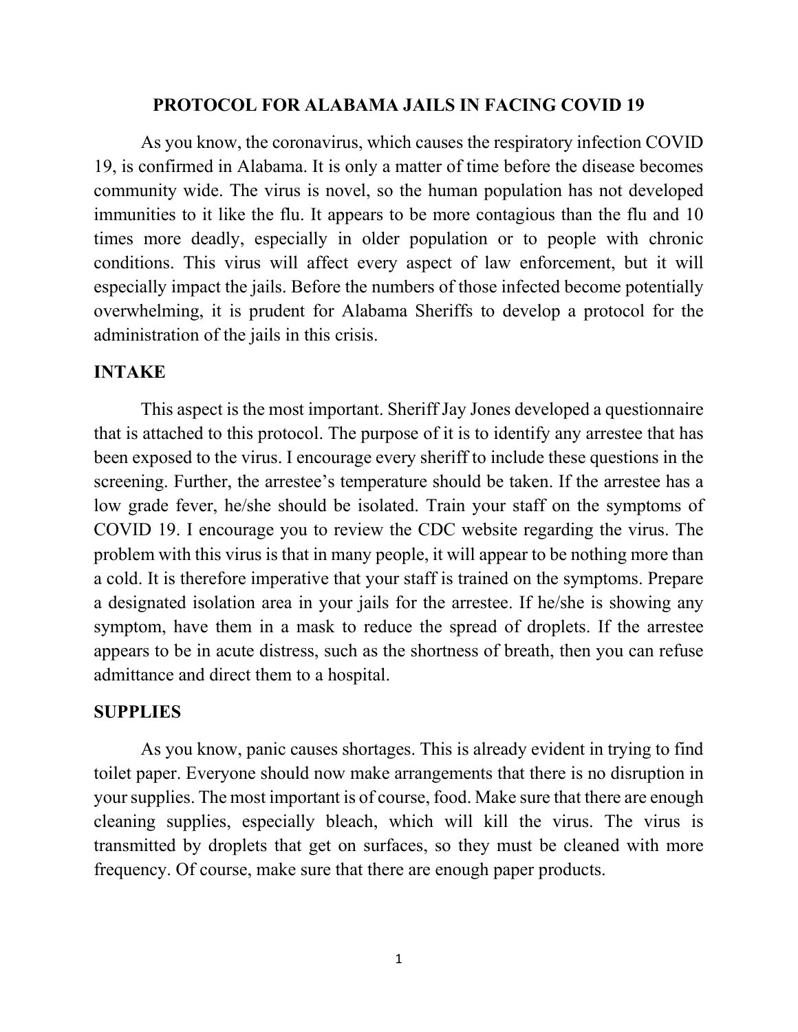# PROTOCOL FOR ALABAMA JAILS IN FACING COVID 19

As you know, the coronavirus, which causes the respiratory infection COVID 19, is confirmed in Alabama. It is only a matter of time before the disease becomes community wide. The virus is novel, so the human population has not developed immunities to it like the flu. It appears to be more contagious than the flu and 10 times more deadly, especially in older population or to people with chronic conditions. This virus will affect every aspect of law enforcement, but it will especially impact the jails. Before the numbers of those infected become potentially overwhelming, it is prudent for Alabama Sheriffs to develop a protocol for the administration of the jails in this crisis.

## INTAKE

This aspect is the most important. Sheriff Jay Jones developed a questionnaire that is attached to this protocol. The purpose of it is to identify any arrestee that has been exposed to the virus. I encourage every sheriff to include these questions in the screening. Further, the arrestee's temperature should be taken. If the arrestee has a low grade fever, he/she should be isolated. Train your staff on the symptoms of COVID 19. I encourage you to review the CDC website regarding the virus. The problem with this virus is that in many people, it will appear to be nothing more than a cold. It is therefore imperative that your staff is trained on the symptoms. Prepare a designated isolation area in your jails for the arrestee. If he/she is showing any symptom, have them in a mask to reduce the spread of droplets. If the arrestee appears to be in acute distress, such as the shortness of breath, then you can refuse admittance and direct them to a hospital.

## SUPPLIES

As you know, panic causes shortages. This is already evident in trying to find toilet paper. Everyone should now make arrangements that there is no disruption in your supplies. The most important is of course, food. Make sure that there are enough cleaning supplies, especially bleach, which will kill the virus. The virus is transmitted by droplets that get on surfaces, so they must be cleaned with more frequency. Of course, make sure that there are enough paper products.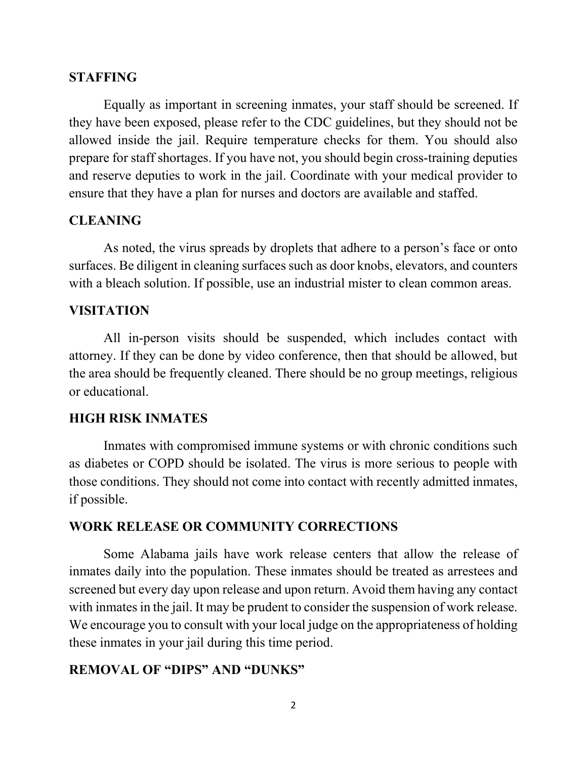## STAFFING

Equally as important in screening inmates, your staff should be screened. If they have been exposed, please refer to the CDC guidelines, but they should not be allowed inside the jail. Require temperature checks for them. You should also prepare for staff shortages. If you have not, you should begin cross-training deputies and reserve deputies to work in the jail. Coordinate with your medical provider to ensure that they have a plan for nurses and doctors are available and staffed.

## CLEANING

As noted, the virus spreads by droplets that adhere to a person's face or onto surfaces. Be diligent in cleaning surfaces such as door knobs, elevators, and counters with a bleach solution. If possible, use an industrial mister to clean common areas.

## VISITATION

All in-person visits should be suspended, which includes contact with attorney. If they can be done by video conference, then that should be allowed, but the area should be frequently cleaned. There should be no group meetings, religious or educational.

## HIGH RISK INMATES

Inmates with compromised immune systems or with chronic conditions such as diabetes or COPD should be isolated. The virus is more serious to people with those conditions. They should not come into contact with recently admitted inmates, if possible.

## WORK RELEASE OR COMMUNITY CORRECTIONS

Some Alabama jails have work release centers that allow the release of inmates daily into the population. These inmates should be treated as arrestees and screened but every day upon release and upon return. Avoid them having any contact with inmates in the jail. It may be prudent to consider the suspension of work release. We encourage you to consult with your local judge on the appropriateness of holding these inmates in your jail during this time period.

## REMOVAL OF "DIPS" AND "DUNKS"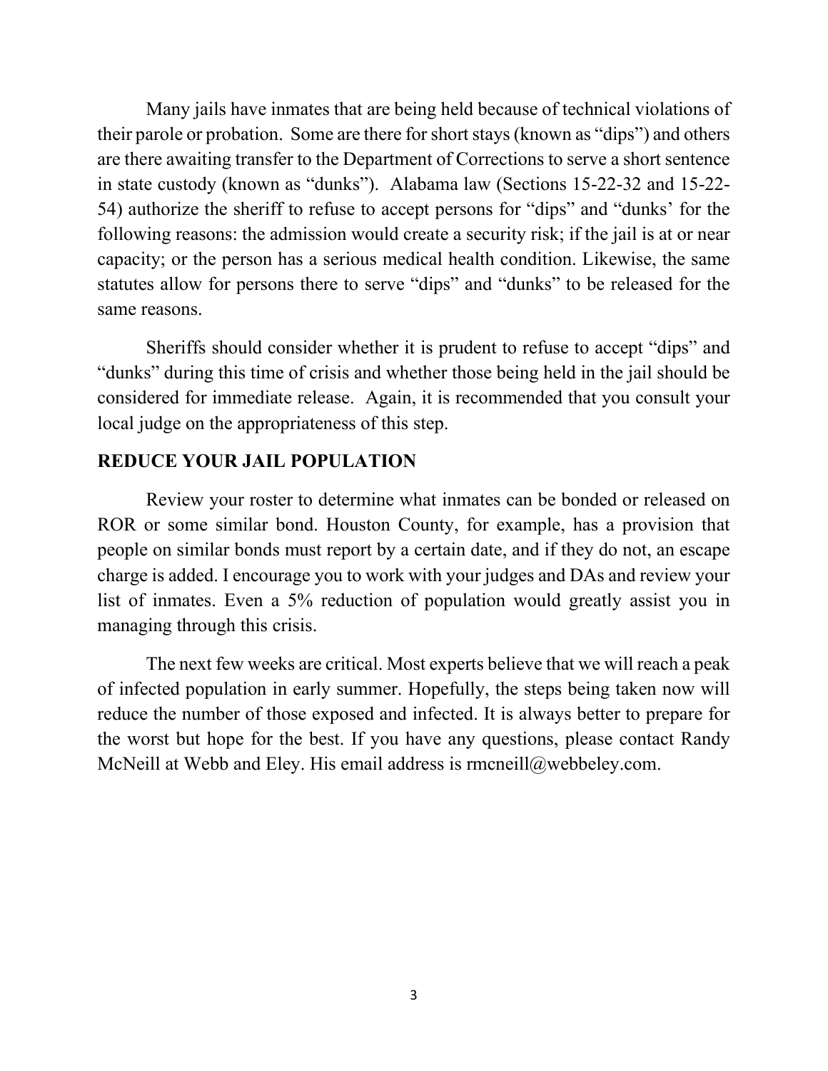Many jails have inmates that are being held because of technical violations of their parole or probation. Some are there for short stays (known as "dips") and others are there awaiting transfer to the Department of Corrections to serve a short sentence in state custody (known as "dunks"). Alabama law (Sections 15-22-32 and 15-22-54) authorize the sheriff to refuse to accept persons for "dips" and "dunks' for the following reasons: the admission would create a security risk; if the jail is at or near capacity; or the person has a serious medical health condition. Likewise, the same statutes allow for persons there to serve "dips" and "dunks" to be released for the same reasons.

Sheriffs should consider whether it is prudent to refuse to accept "dips" and "dunks" during this time of crisis and whether those being held in the jail should be considered for immediate release. Again, it is recommended that you consult your local judge on the appropriateness of this step.

**REDUCE YOUR JAIL POPULATION**

Review your roster to determine what inmates can be bonded or released on ROR or some similar bond. Houston County, for example, has a provision that people on similar bonds must report by a certain date, and if they do not, an escape charge is added. I encourage you to work with your judges and DAs and review your list of inmates. Even a 5% reduction of population would greatly assist you in managing through this crisis.

The next few weeks are critical. Most experts believe that we will reach a peak of infected population in early summer. Hopefully, the steps being taken now will reduce the number of those exposed and infected. It is always better to prepare for the worst but hope for the best. If you have any questions, please contact Randy McNeill at Webb and Eley. His email address is rmcneill@webbeley.com.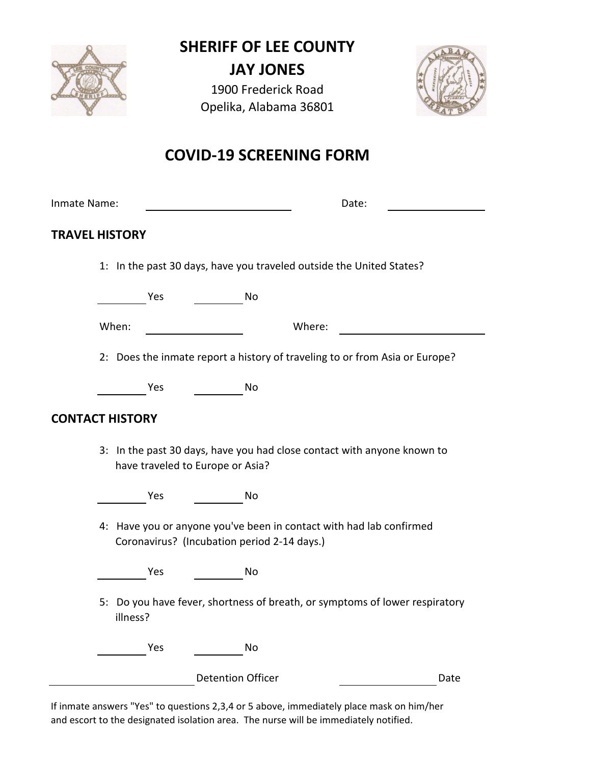# SHERIFF OF LEE COUNTY

## JAY JONES

1900 Frederick Road
Opelika, Alabama 36801

# COVID-19 SCREENING FORM

Inmate Name: ______________________ Date: ______________

## TRAVEL HISTORY

1: In the past 30 days, have you traveled outside the United States?

________ Yes ________ No

When: ______________ Where: ____________________

2: Does the inmate report a history of traveling to or from Asia or Europe?

________ Yes ________ No

## CONTACT HISTORY

3: In the past 30 days, have you had close contact with anyone known to have traveled to Europe or Asia?

________ Yes ________ No

4: Have you or anyone you've been in contact with had lab confirmed Coronavirus? (Incubation period 2-14 days.)

________ Yes ________ No

5: Do you have fever, shortness of breath, or symptoms of lower respiratory illness?

________ Yes ________ No

______________________ Detention Officer ______________ Date

If inmate answers "Yes" to questions 2,3,4 or 5 above, immediately place mask on him/her and escort to the designated isolation area. The nurse will be immediately notified.